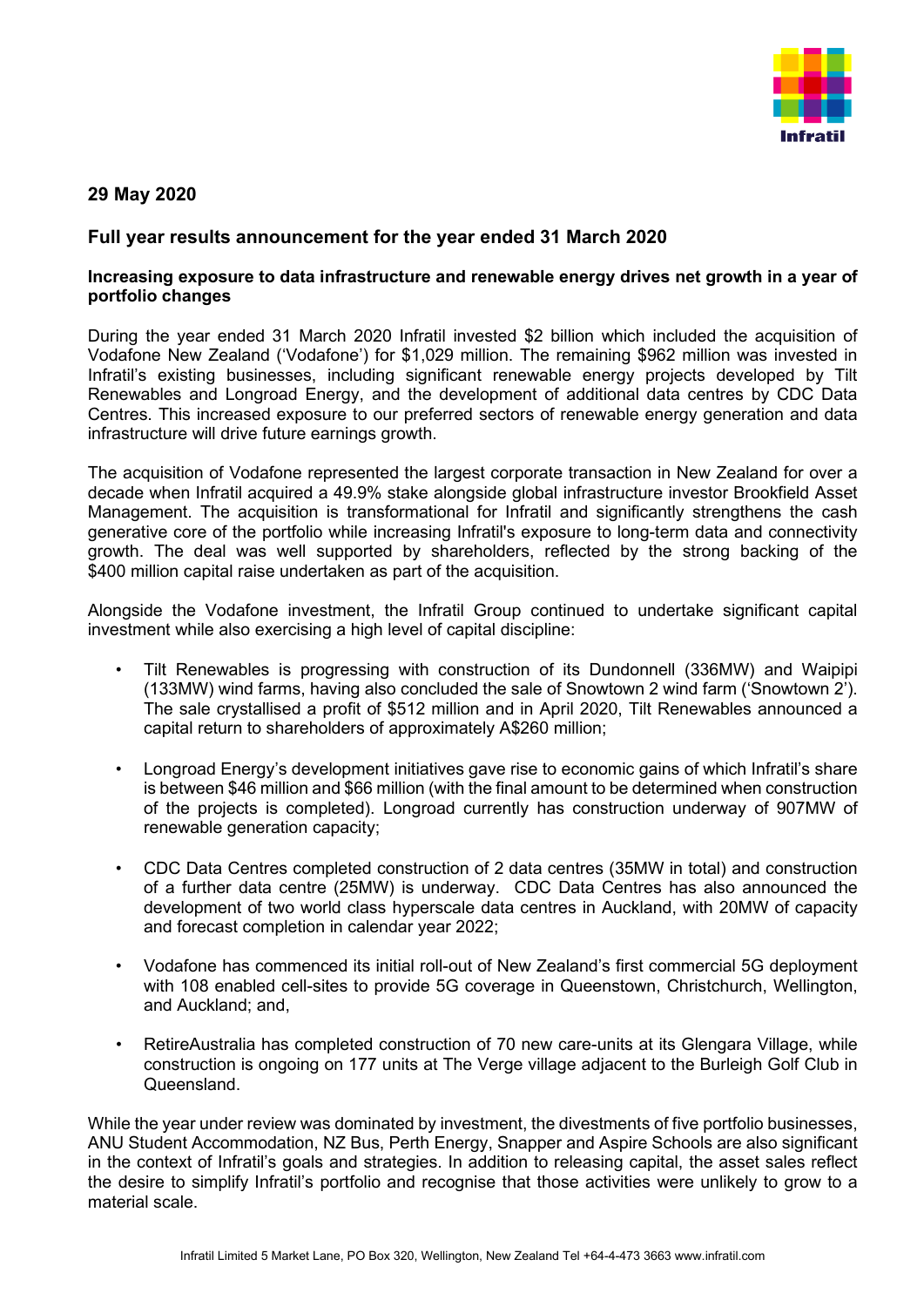**29 May 2020**

## Full year results announcement for the year ended 31 March 2020

### Increasing exposure to data infrastructure and renewable energy drives net growth in a year of portfolio changes

During the year ended 31 March 2020 Infratil invested $2 billion which included the acquisition of Vodafone New Zealand ('Vodafone') for $1,029 million. The remaining $962 million was invested in Infratil's existing businesses, including significant renewable energy projects developed by Tilt Renewables and Longroad Energy, and the development of additional data centres by CDC Data Centres. This increased exposure to our preferred sectors of renewable energy generation and data infrastructure will drive future earnings growth.

The acquisition of Vodafone represented the largest corporate transaction in New Zealand for over a decade when Infratil acquired a 49.9% stake alongside global infrastructure investor Brookfield Asset Management. The acquisition is transformational for Infratil and significantly strengthens the cash generative core of the portfolio while increasing Infratil's exposure to long-term data and connectivity growth. The deal was well supported by shareholders, reflected by the strong backing of the $400 million capital raise undertaken as part of the acquisition.

Alongside the Vodafone investment, the Infratil Group continued to undertake significant capital investment while also exercising a high level of capital discipline:

- Tilt Renewables is progressing with construction of its Dundonnell (336MW) and Waipipi (133MW) wind farms, having also concluded the sale of Snowtown 2 wind farm ('Snowtown 2'). The sale crystallised a profit of $512 million and in April 2020, Tilt Renewables announced a capital return to shareholders of approximately A$260 million;

- Longroad Energy's development initiatives gave rise to economic gains of which Infratil's share is between $46 million and $66 million (with the final amount to be determined when construction of the projects is completed). Longroad currently has construction underway of 907MW of renewable generation capacity;

- CDC Data Centres completed construction of 2 data centres (35MW in total) and construction of a further data centre (25MW) is underway. CDC Data Centres has also announced the development of two world class hyperscale data centres in Auckland, with 20MW of capacity and forecast completion in calendar year 2022;

- Vodafone has commenced its initial roll-out of New Zealand's first commercial 5G deployment with 108 enabled cell-sites to provide 5G coverage in Queenstown, Christchurch, Wellington, and Auckland; and,

- RetireAustralia has completed construction of 70 new care-units at its Glengara Village, while construction is ongoing on 177 units at The Verge village adjacent to the Burleigh Golf Club in Queensland.

While the year under review was dominated by investment, the divestments of five portfolio businesses, ANU Student Accommodation, NZ Bus, Perth Energy, Snapper and Aspire Schools are also significant in the context of Infratil's goals and strategies. In addition to releasing capital, the asset sales reflect the desire to simplify Infratil's portfolio and recognise that those activities were unlikely to grow to a material scale.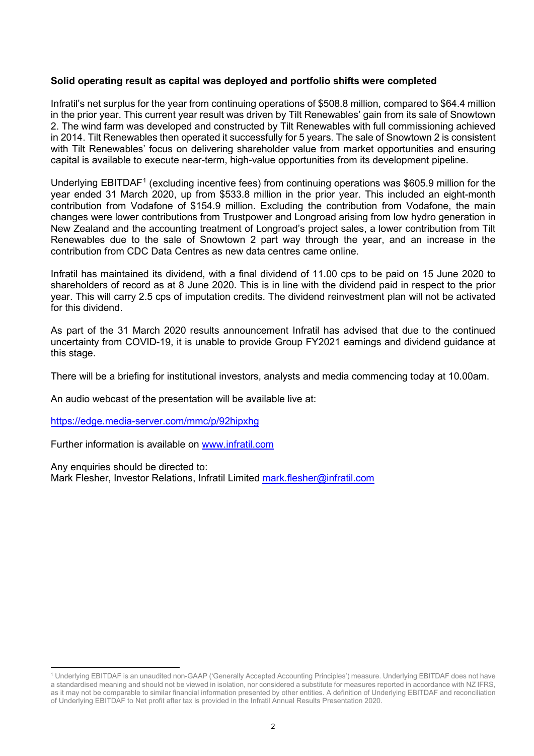**Solid operating result as capital was deployed and portfolio shifts were completed**

Infratil's net surplus for the year from continuing operations of $508.8 million, compared to $64.4 million in the prior year. This current year result was driven by Tilt Renewables' gain from its sale of Snowtown 2. The wind farm was developed and constructed by Tilt Renewables with full commissioning achieved in 2014. Tilt Renewables then operated it successfully for 5 years. The sale of Snowtown 2 is consistent with Tilt Renewables' focus on delivering shareholder value from market opportunities and ensuring capital is available to execute near-term, high-value opportunities from its development pipeline.

Underlying EBITDAF[1] (excluding incentive fees) from continuing operations was $605.9 million for the year ended 31 March 2020, up from $533.8 million in the prior year. This included an eight-month contribution from Vodafone of $154.9 million. Excluding the contribution from Vodafone, the main changes were lower contributions from Trustpower and Longroad arising from low hydro generation in New Zealand and the accounting treatment of Longroad's project sales, a lower contribution from Tilt Renewables due to the sale of Snowtown 2 part way through the year, and an increase in the contribution from CDC Data Centres as new data centres came online.

Infratil has maintained its dividend, with a final dividend of 11.00 cps to be paid on 15 June 2020 to shareholders of record as at 8 June 2020. This is in line with the dividend paid in respect to the prior year. This will carry 2.5 cps of imputation credits. The dividend reinvestment plan will not be activated for this dividend.

As part of the 31 March 2020 results announcement Infratil has advised that due to the continued uncertainty from COVID-19, it is unable to provide Group FY2021 earnings and dividend guidance at this stage.

There will be a briefing for institutional investors, analysts and media commencing today at 10.00am.

An audio webcast of the presentation will be available live at:

https://edge.media-server.com/mmc/p/92hipxhg

Further information is available on www.infratil.com

Any enquiries should be directed to:
Mark Flesher, Investor Relations, Infratil Limited mark.flesher@infratil.com

[1] Underlying EBITDAF is an unaudited non-GAAP ('Generally Accepted Accounting Principles') measure. Underlying EBITDAF does not have a standardised meaning and should not be viewed in isolation, nor considered a substitute for measures reported in accordance with NZ IFRS, as it may not be comparable to similar financial information presented by other entities. A definition of Underlying EBITDAF and reconciliation of Underlying EBITDAF to Net profit after tax is provided in the Infratil Annual Results Presentation 2020.